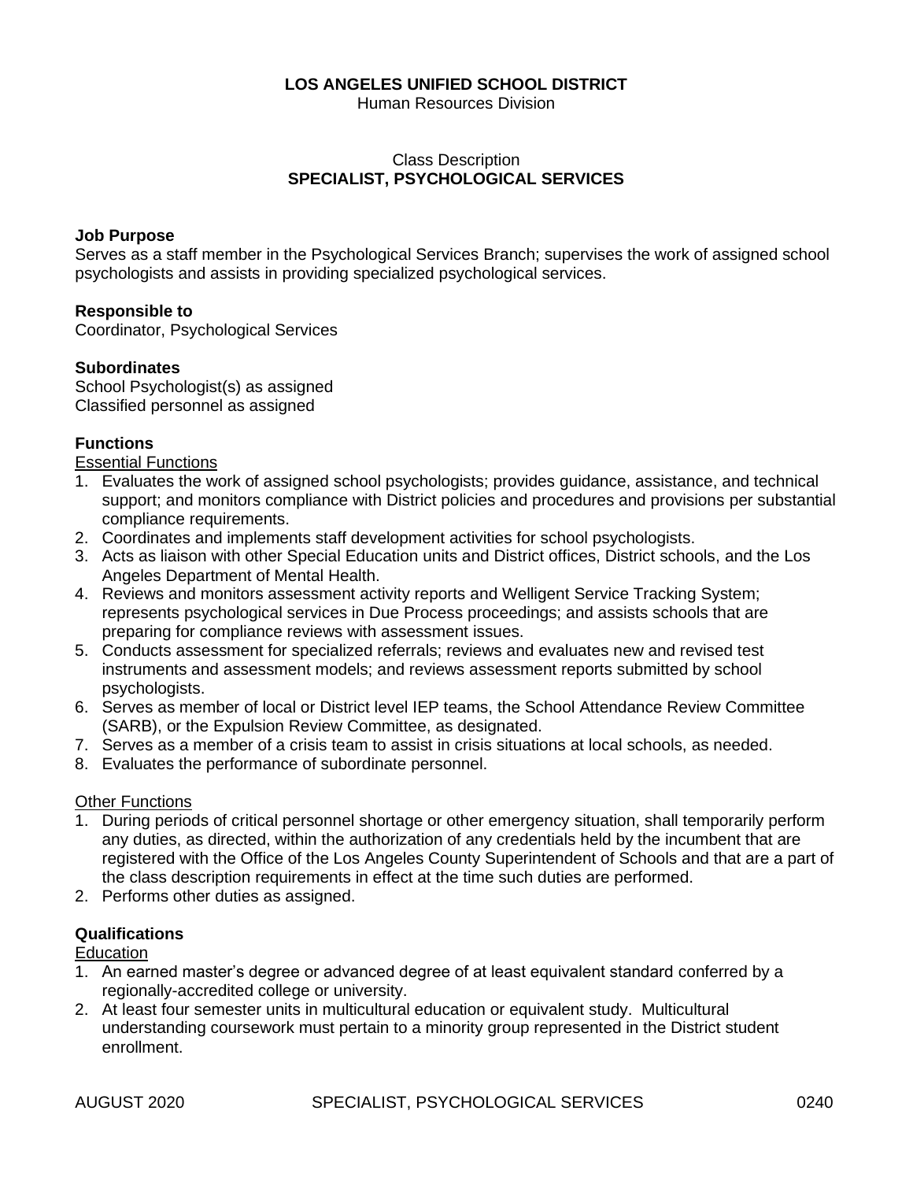**LOS ANGELES UNIFIED SCHOOL DISTRICT**
Human Resources Division

Class Description
# SPECIALIST, PSYCHOLOGICAL SERVICES

**Job Purpose**
Serves as a staff member in the Psychological Services Branch; supervises the work of assigned school psychologists and assists in providing specialized psychological services.

**Responsible to**
Coordinator, Psychological Services

**Subordinates**
School Psychologist(s) as assigned
Classified personnel as assigned

**Functions**
Essential Functions

1. Evaluates the work of assigned school psychologists; provides guidance, assistance, and technical support; and monitors compliance with District policies and procedures and provisions per substantial compliance requirements.
2. Coordinates and implements staff development activities for school psychologists.
3. Acts as liaison with other Special Education units and District offices, District schools, and the Los Angeles Department of Mental Health.
4. Reviews and monitors assessment activity reports and Welligent Service Tracking System; represents psychological services in Due Process proceedings; and assists schools that are preparing for compliance reviews with assessment issues.
5. Conducts assessment for specialized referrals; reviews and evaluates new and revised test instruments and assessment models; and reviews assessment reports submitted by school psychologists.
6. Serves as member of local or District level IEP teams, the School Attendance Review Committee (SARB), or the Expulsion Review Committee, as designated.
7. Serves as a member of a crisis team to assist in crisis situations at local schools, as needed.
8. Evaluates the performance of subordinate personnel.

Other Functions

1. During periods of critical personnel shortage or other emergency situation, shall temporarily perform any duties, as directed, within the authorization of any credentials held by the incumbent that are registered with the Office of the Los Angeles County Superintendent of Schools and that are a part of the class description requirements in effect at the time such duties are performed.
2. Performs other duties as assigned.

**Qualifications**
Education

1. An earned master's degree or advanced degree of at least equivalent standard conferred by a regionally-accredited college or university.
2. At least four semester units in multicultural education or equivalent study. Multicultural understanding coursework must pertain to a minority group represented in the District student enrollment.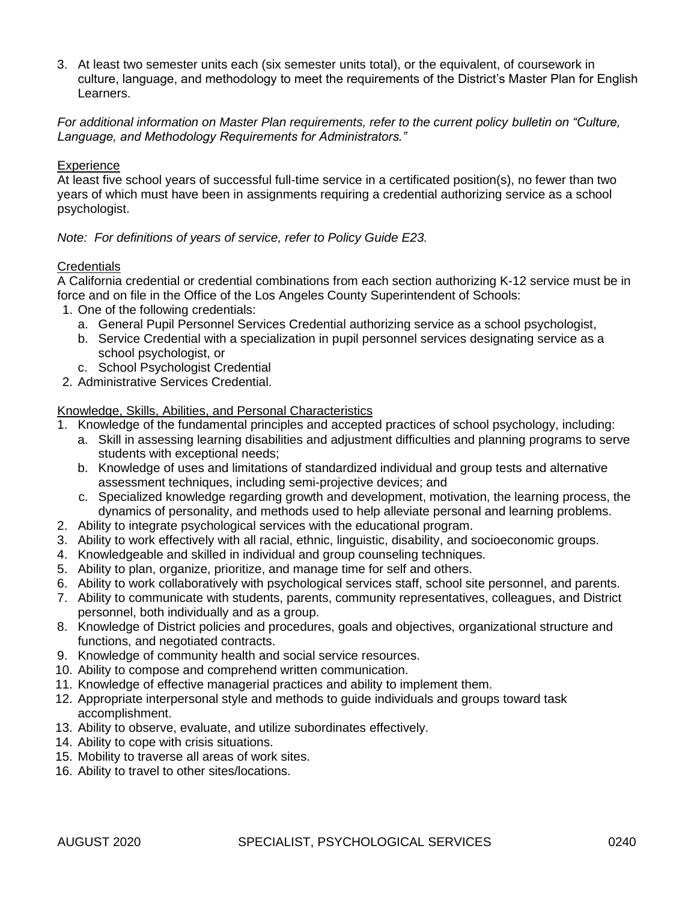3. At least two semester units each (six semester units total), or the equivalent, of coursework in culture, language, and methodology to meet the requirements of the District's Master Plan for English Learners.

*For additional information on Master Plan requirements, refer to the current policy bulletin on "Culture, Language, and Methodology Requirements for Administrators."*

<u>Experience</u>

At least five school years of successful full-time service in a certificated position(s), no fewer than two years of which must have been in assignments requiring a credential authorizing service as a school psychologist.

*Note: For definitions of years of service, refer to Policy Guide E23.*

<u>Credentials</u>

A California credential or credential combinations from each section authorizing K-12 service must be in force and on file in the Office of the Los Angeles County Superintendent of Schools:

1. One of the following credentials:
   a. General Pupil Personnel Services Credential authorizing service as a school psychologist,
   b. Service Credential with a specialization in pupil personnel services designating service as a school psychologist, or
   c. School Psychologist Credential
2. Administrative Services Credential.

<u>Knowledge, Skills, Abilities, and Personal Characteristics</u>

1. Knowledge of the fundamental principles and accepted practices of school psychology, including:
   a. Skill in assessing learning disabilities and adjustment difficulties and planning programs to serve students with exceptional needs;
   b. Knowledge of uses and limitations of standardized individual and group tests and alternative assessment techniques, including semi-projective devices; and
   c. Specialized knowledge regarding growth and development, motivation, the learning process, the dynamics of personality, and methods used to help alleviate personal and learning problems.
2. Ability to integrate psychological services with the educational program.
3. Ability to work effectively with all racial, ethnic, linguistic, disability, and socioeconomic groups.
4. Knowledgeable and skilled in individual and group counseling techniques.
5. Ability to plan, organize, prioritize, and manage time for self and others.
6. Ability to work collaboratively with psychological services staff, school site personnel, and parents.
7. Ability to communicate with students, parents, community representatives, colleagues, and District personnel, both individually and as a group.
8. Knowledge of District policies and procedures, goals and objectives, organizational structure and functions, and negotiated contracts.
9. Knowledge of community health and social service resources.
10. Ability to compose and comprehend written communication.
11. Knowledge of effective managerial practices and ability to implement them.
12. Appropriate interpersonal style and methods to guide individuals and groups toward task accomplishment.
13. Ability to observe, evaluate, and utilize subordinates effectively.
14. Ability to cope with crisis situations.
15. Mobility to traverse all areas of work sites.
16. Ability to travel to other sites/locations.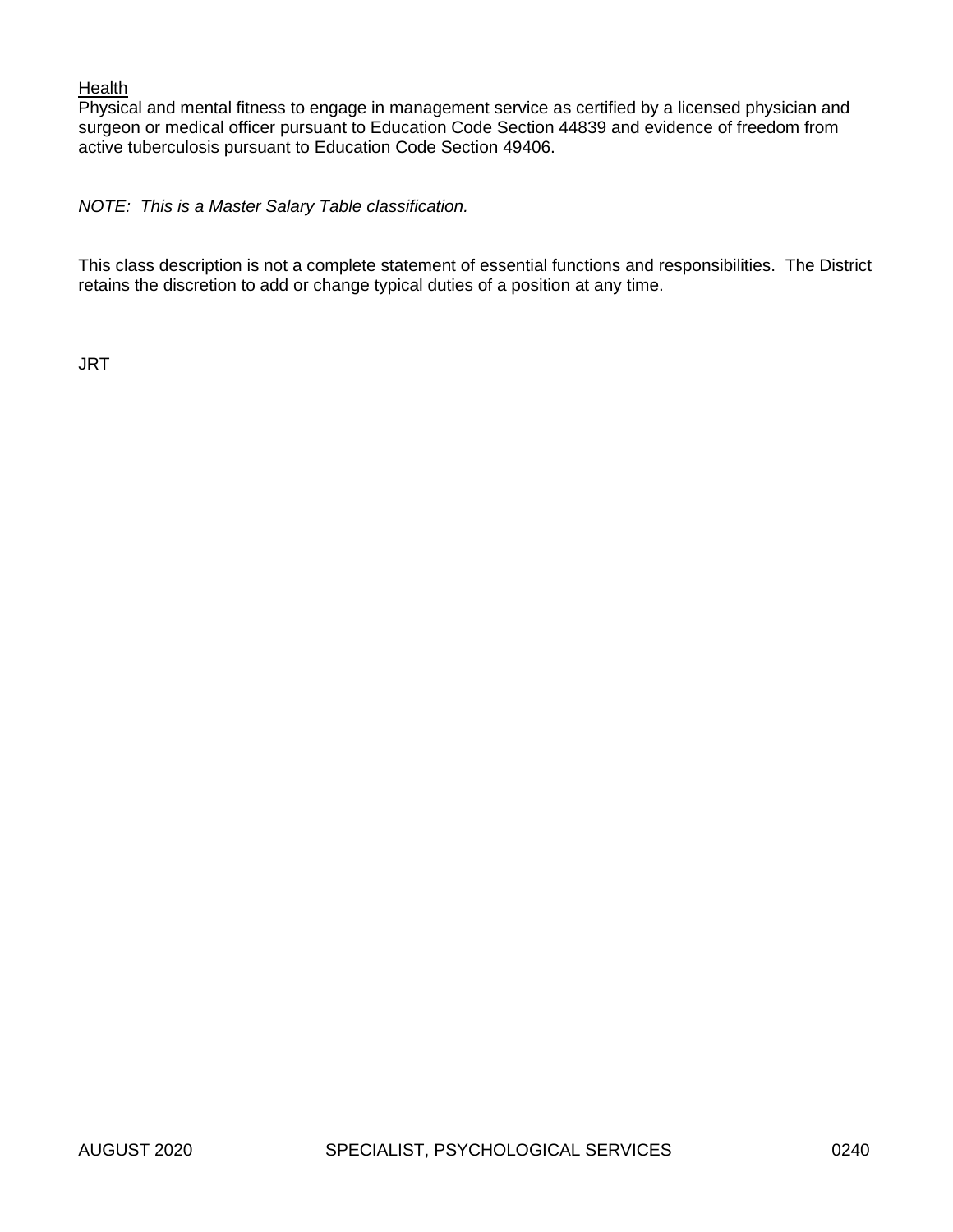<u>Health</u>
Physical and mental fitness to engage in management service as certified by a licensed physician and surgeon or medical officer pursuant to Education Code Section 44839 and evidence of freedom from active tuberculosis pursuant to Education Code Section 49406.

*NOTE: This is a Master Salary Table classification.*

This class description is not a complete statement of essential functions and responsibilities. The District retains the discretion to add or change typical duties of a position at any time.

JRT